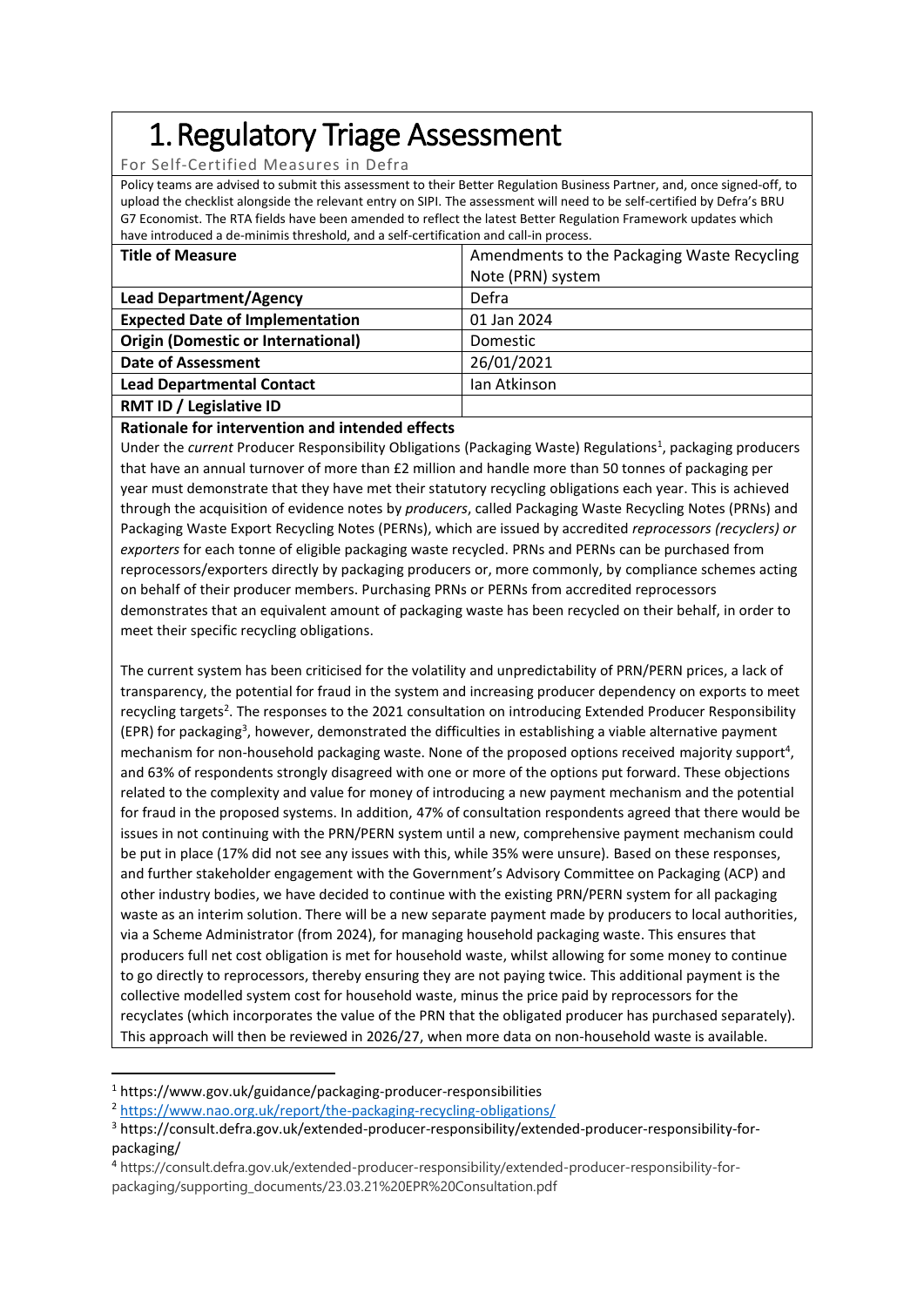# 1. Regulatory Triage Assessment

For Self-Certified Measures in Defra

Policy teams are advised to submit this assessment to their Better Regulation Business Partner, and, once signed-off, to upload the checklist alongside the relevant entry on SIPI. The assessment will need to be self-certified by Defra's BRU G7 Economist. The RTA fields have been amended to reflect the latest Better Regulation Framework updates which have introduced a de-minimis threshold, and a self-certification and call-in process.

| **Title of Measure** | Amendments to the Packaging Waste Recycling Note (PRN) system |
|---|---|
| **Lead Department/Agency** | Defra |
| **Expected Date of Implementation** | 01 Jan 2024 |
| **Origin (Domestic or International)** | Domestic |
| **Date of Assessment** | 26/01/2021 |
| **Lead Departmental Contact** | Ian Atkinson |
| **RMT ID / Legislative ID** | |

**Rationale for intervention and intended effects**

Under the *current* Producer Responsibility Obligations (Packaging Waste) Regulations[1], packaging producers that have an annual turnover of more than £2 million and handle more than 50 tonnes of packaging per year must demonstrate that they have met their statutory recycling obligations each year. This is achieved through the acquisition of evidence notes by *producers*, called Packaging Waste Recycling Notes (PRNs) and Packaging Waste Export Recycling Notes (PERNs), which are issued by accredited *reprocessors (recyclers) or exporters* for each tonne of eligible packaging waste recycled. PRNs and PERNs can be purchased from reprocessors/exporters directly by packaging producers or, more commonly, by compliance schemes acting on behalf of their producer members. Purchasing PRNs or PERNs from accredited reprocessors demonstrates that an equivalent amount of packaging waste has been recycled on their behalf, in order to meet their specific recycling obligations.

The current system has been criticised for the volatility and unpredictability of PRN/PERN prices, a lack of transparency, the potential for fraud in the system and increasing producer dependency on exports to meet recycling targets[2]. The responses to the 2021 consultation on introducing Extended Producer Responsibility (EPR) for packaging[3], however, demonstrated the difficulties in establishing a viable alternative payment mechanism for non-household packaging waste. None of the proposed options received majority support[4], and 63% of respondents strongly disagreed with one or more of the options put forward. These objections related to the complexity and value for money of introducing a new payment mechanism and the potential for fraud in the proposed systems. In addition, 47% of consultation respondents agreed that there would be issues in not continuing with the PRN/PERN system until a new, comprehensive payment mechanism could be put in place (17% did not see any issues with this, while 35% were unsure). Based on these responses, and further stakeholder engagement with the Government's Advisory Committee on Packaging (ACP) and other industry bodies, we have decided to continue with the existing PRN/PERN system for all packaging waste as an interim solution. There will be a new separate payment made by producers to local authorities, via a Scheme Administrator (from 2024), for managing household packaging waste. This ensures that producers full net cost obligation is met for household waste, whilst allowing for some money to continue to go directly to reprocessors, thereby ensuring they are not paying twice. This additional payment is the collective modelled system cost for household waste, minus the price paid by reprocessors for the recyclates (which incorporates the value of the PRN that the obligated producer has purchased separately). This approach will then be reviewed in 2026/27, when more data on non-household waste is available.

---

[1] https://www.gov.uk/guidance/packaging-producer-responsibilities

[2] https://www.nao.org.uk/report/the-packaging-recycling-obligations/

[3] https://consult.defra.gov.uk/extended-producer-responsibility/extended-producer-responsibility-for-packaging/

[4] https://consult.defra.gov.uk/extended-producer-responsibility/extended-producer-responsibility-for-packaging/supporting_documents/23.03.21%20EPR%20Consultation.pdf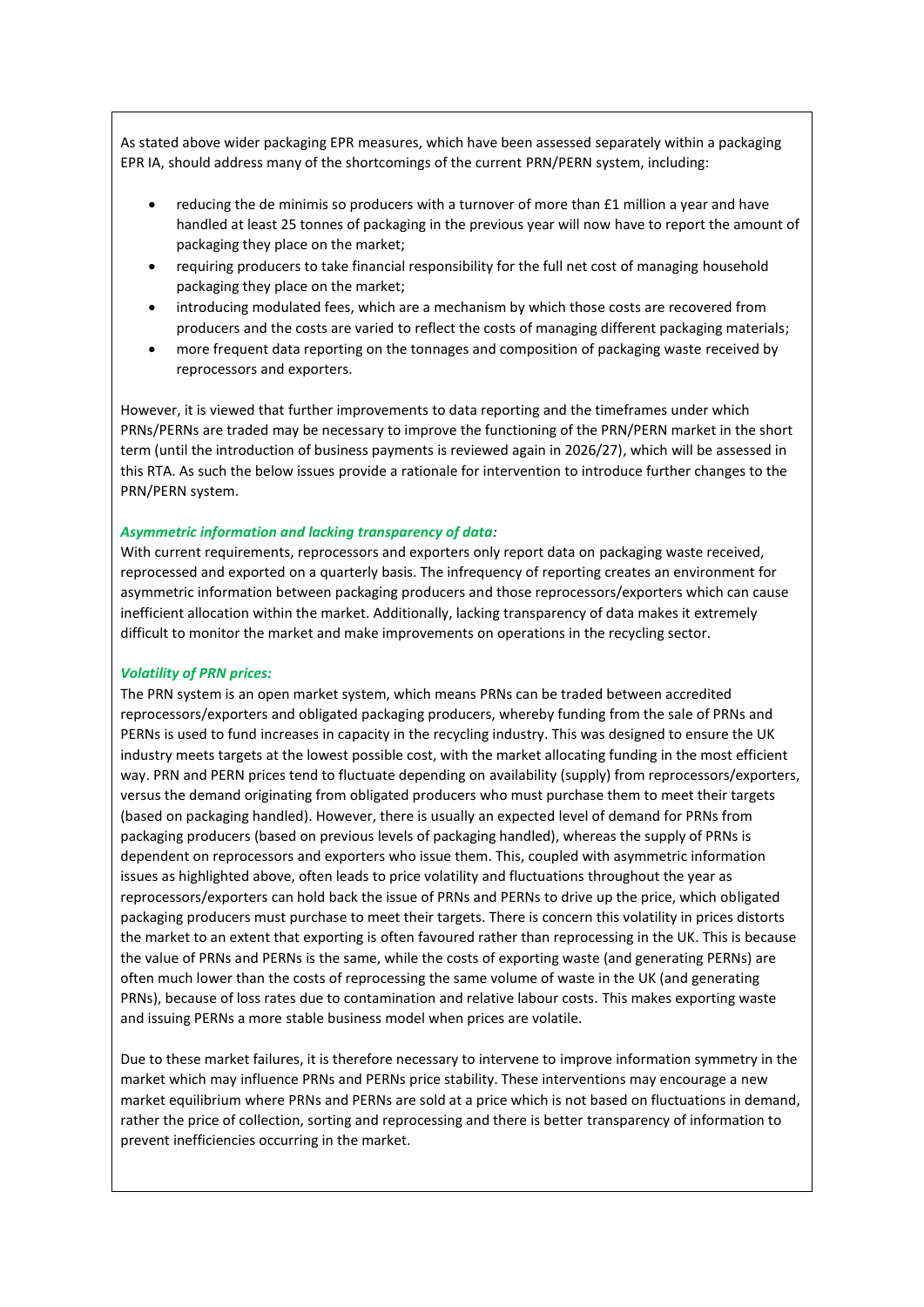As stated above wider packaging EPR measures, which have been assessed separately within a packaging EPR IA, should address many of the shortcomings of the current PRN/PERN system, including:

- reducing the de minimis so producers with a turnover of more than £1 million a year and have handled at least 25 tonnes of packaging in the previous year will now have to report the amount of packaging they place on the market;
- requiring producers to take financial responsibility for the full net cost of managing household packaging they place on the market;
- introducing modulated fees, which are a mechanism by which those costs are recovered from producers and the costs are varied to reflect the costs of managing different packaging materials;
- more frequent data reporting on the tonnages and composition of packaging waste received by reprocessors and exporters.

However, it is viewed that further improvements to data reporting and the timeframes under which PRNs/PERNs are traded may be necessary to improve the functioning of the PRN/PERN market in the short term (until the introduction of business payments is reviewed again in 2026/27), which will be assessed in this RTA. As such the below issues provide a rationale for intervention to introduce further changes to the PRN/PERN system.

***Asymmetric information and lacking transparency of data**:*

With current requirements, reprocessors and exporters only report data on packaging waste received, reprocessed and exported on a quarterly basis. The infrequency of reporting creates an environment for asymmetric information between packaging producers and those reprocessors/exporters which can cause inefficient allocation within the market. Additionally, lacking transparency of data makes it extremely difficult to monitor the market and make improvements on operations in the recycling sector.

***Volatility of PRN prices:***

The PRN system is an open market system, which means PRNs can be traded between accredited reprocessors/exporters and obligated packaging producers, whereby funding from the sale of PRNs and PERNs is used to fund increases in capacity in the recycling industry. This was designed to ensure the UK industry meets targets at the lowest possible cost, with the market allocating funding in the most efficient way. PRN and PERN prices tend to fluctuate depending on availability (supply) from reprocessors/exporters, versus the demand originating from obligated producers who must purchase them to meet their targets (based on packaging handled). However, there is usually an expected level of demand for PRNs from packaging producers (based on previous levels of packaging handled), whereas the supply of PRNs is dependent on reprocessors and exporters who issue them. This, coupled with asymmetric information issues as highlighted above, often leads to price volatility and fluctuations throughout the year as reprocessors/exporters can hold back the issue of PRNs and PERNs to drive up the price, which obligated packaging producers must purchase to meet their targets. There is concern this volatility in prices distorts the market to an extent that exporting is often favoured rather than reprocessing in the UK. This is because the value of PRNs and PERNs is the same, while the costs of exporting waste (and generating PERNs) are often much lower than the costs of reprocessing the same volume of waste in the UK (and generating PRNs), because of loss rates due to contamination and relative labour costs. This makes exporting waste and issuing PERNs a more stable business model when prices are volatile.

Due to these market failures, it is therefore necessary to intervene to improve information symmetry in the market which may influence PRNs and PERNs price stability. These interventions may encourage a new market equilibrium where PRNs and PERNs are sold at a price which is not based on fluctuations in demand, rather the price of collection, sorting and reprocessing and there is better transparency of information to prevent inefficiencies occurring in the market.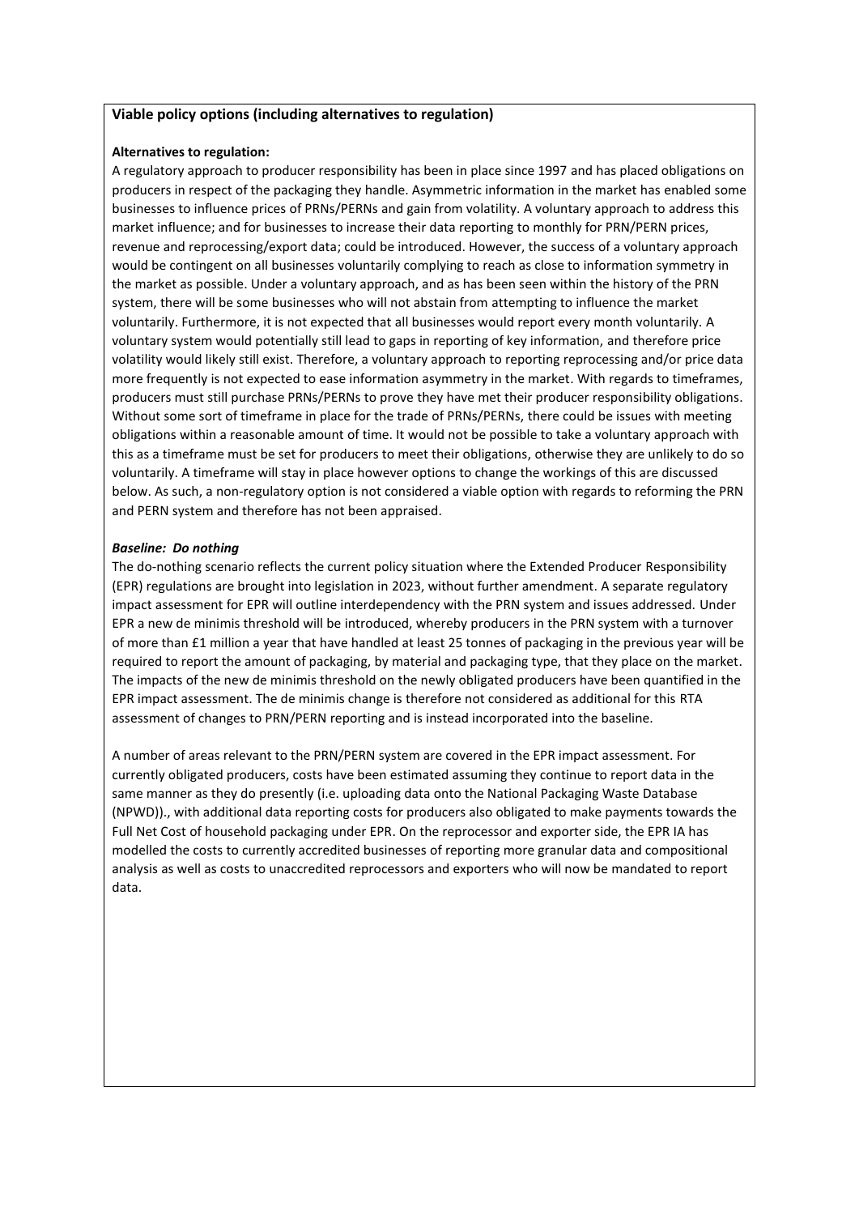## Viable policy options (including alternatives to regulation)

**Alternatives to regulation:**

A regulatory approach to producer responsibility has been in place since 1997 and has placed obligations on producers in respect of the packaging they handle. Asymmetric information in the market has enabled some businesses to influence prices of PRNs/PERNs and gain from volatility. A voluntary approach to address this market influence; and for businesses to increase their data reporting to monthly for PRN/PERN prices, revenue and reprocessing/export data; could be introduced. However, the success of a voluntary approach would be contingent on all businesses voluntarily complying to reach as close to information symmetry in the market as possible. Under a voluntary approach, and as has been seen within the history of the PRN system, there will be some businesses who will not abstain from attempting to influence the market voluntarily. Furthermore, it is not expected that all businesses would report every month voluntarily. A voluntary system would potentially still lead to gaps in reporting of key information, and therefore price volatility would likely still exist. Therefore, a voluntary approach to reporting reprocessing and/or price data more frequently is not expected to ease information asymmetry in the market. With regards to timeframes, producers must still purchase PRNs/PERNs to prove they have met their producer responsibility obligations. Without some sort of timeframe in place for the trade of PRNs/PERNs, there could be issues with meeting obligations within a reasonable amount of time. It would not be possible to take a voluntary approach with this as a timeframe must be set for producers to meet their obligations, otherwise they are unlikely to do so voluntarily. A timeframe will stay in place however options to change the workings of this are discussed below. As such, a non-regulatory option is not considered a viable option with regards to reforming the PRN and PERN system and therefore has not been appraised.

***Baseline: Do nothing***

The do-nothing scenario reflects the current policy situation where the Extended Producer Responsibility (EPR) regulations are brought into legislation in 2023, without further amendment. A separate regulatory impact assessment for EPR will outline interdependency with the PRN system and issues addressed. Under EPR a new de minimis threshold will be introduced, whereby producers in the PRN system with a turnover of more than £1 million a year that have handled at least 25 tonnes of packaging in the previous year will be required to report the amount of packaging, by material and packaging type, that they place on the market. The impacts of the new de minimis threshold on the newly obligated producers have been quantified in the EPR impact assessment. The de minimis change is therefore not considered as additional for this RTA assessment of changes to PRN/PERN reporting and is instead incorporated into the baseline.

A number of areas relevant to the PRN/PERN system are covered in the EPR impact assessment. For currently obligated producers, costs have been estimated assuming they continue to report data in the same manner as they do presently (i.e. uploading data onto the National Packaging Waste Database (NPWD))., with additional data reporting costs for producers also obligated to make payments towards the Full Net Cost of household packaging under EPR. On the reprocessor and exporter side, the EPR IA has modelled the costs to currently accredited businesses of reporting more granular data and compositional analysis as well as costs to unaccredited reprocessors and exporters who will now be mandated to report data.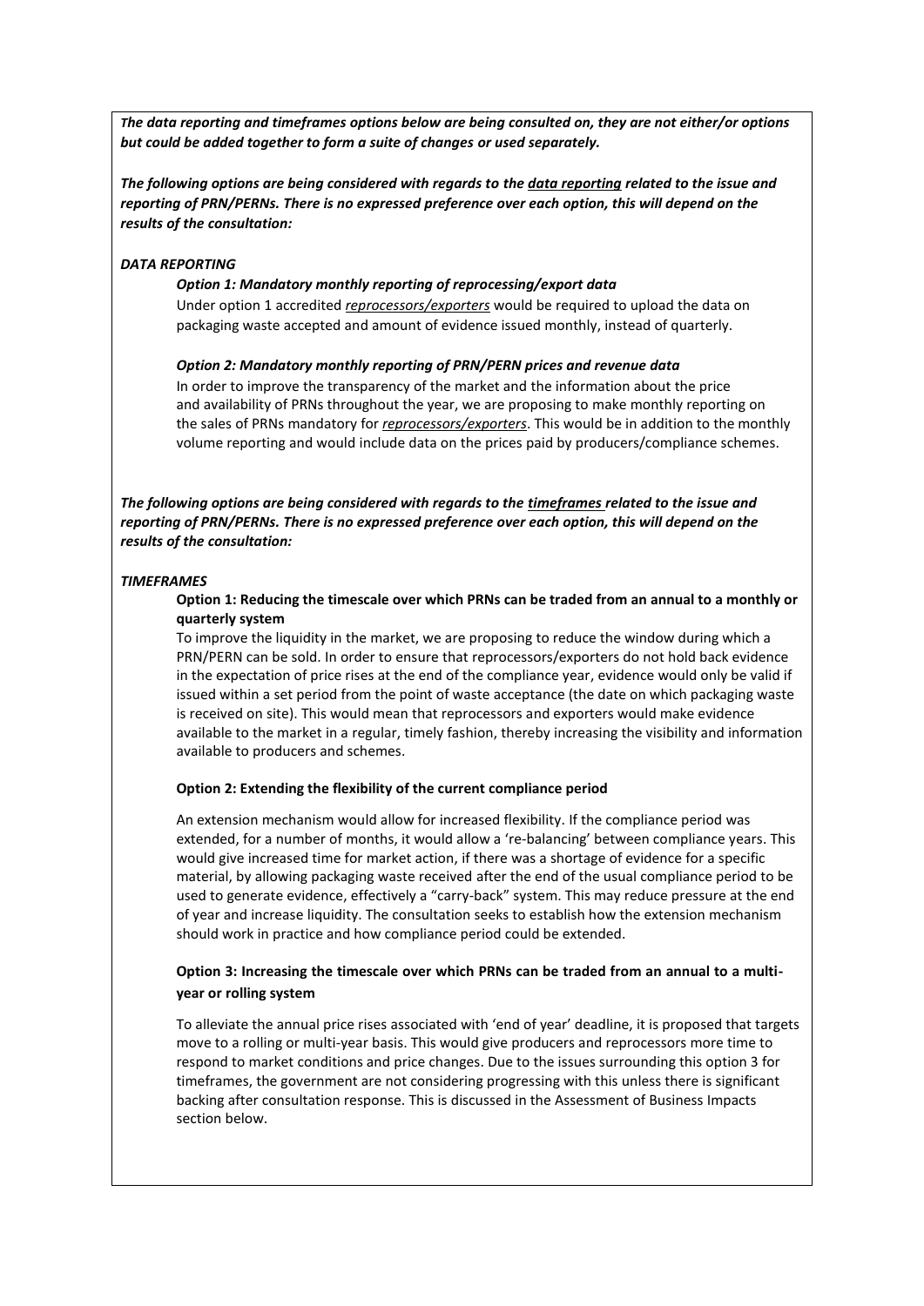***The data reporting and timeframes options below are being consulted on, they are not either/or options but could be added together to form a suite of changes or used separately.***

***The following options are being considered with regards to the <u>data reporting</u> related to the issue and reporting of PRN/PERNs. There is no expressed preference over each option, this will depend on the results of the consultation:***

***DATA REPORTING***

***Option 1: Mandatory monthly reporting of reprocessing/export data***

Under option 1 accredited *<u>reprocessors/exporters</u>* would be required to upload the data on packaging waste accepted and amount of evidence issued monthly, instead of quarterly.

***Option 2: Mandatory monthly reporting of PRN/PERN prices and revenue data***

In order to improve the transparency of the market and the information about the price and availability of PRNs throughout the year, we are proposing to make monthly reporting on the sales of PRNs mandatory for *<u>reprocessors/exporters</u>*. This would be in addition to the monthly volume reporting and would include data on the prices paid by producers/compliance schemes.

***The following options are being considered with regards to the <u>timeframes</u> related to the issue and reporting of PRN/PERNs. There is no expressed preference over each option, this will depend on the results of the consultation:***

***TIMEFRAMES***

**Option 1: Reducing the timescale over which PRNs can be traded from an annual to a monthly or quarterly system**

To improve the liquidity in the market, we are proposing to reduce the window during which a PRN/PERN can be sold. In order to ensure that reprocessors/exporters do not hold back evidence in the expectation of price rises at the end of the compliance year, evidence would only be valid if issued within a set period from the point of waste acceptance (the date on which packaging waste is received on site). This would mean that reprocessors and exporters would make evidence available to the market in a regular, timely fashion, thereby increasing the visibility and information available to producers and schemes.

**Option 2: Extending the flexibility of the current compliance period**

An extension mechanism would allow for increased flexibility. If the compliance period was extended, for a number of months, it would allow a 're-balancing' between compliance years. This would give increased time for market action, if there was a shortage of evidence for a specific material, by allowing packaging waste received after the end of the usual compliance period to be used to generate evidence, effectively a "carry-back" system. This may reduce pressure at the end of year and increase liquidity. The consultation seeks to establish how the extension mechanism should work in practice and how compliance period could be extended.

**Option 3: Increasing the timescale over which PRNs can be traded from an annual to a multi-year or rolling system**

To alleviate the annual price rises associated with 'end of year' deadline, it is proposed that targets move to a rolling or multi-year basis. This would give producers and reprocessors more time to respond to market conditions and price changes. Due to the issues surrounding this option 3 for timeframes, the government are not considering progressing with this unless there is significant backing after consultation response. This is discussed in the Assessment of Business Impacts section below.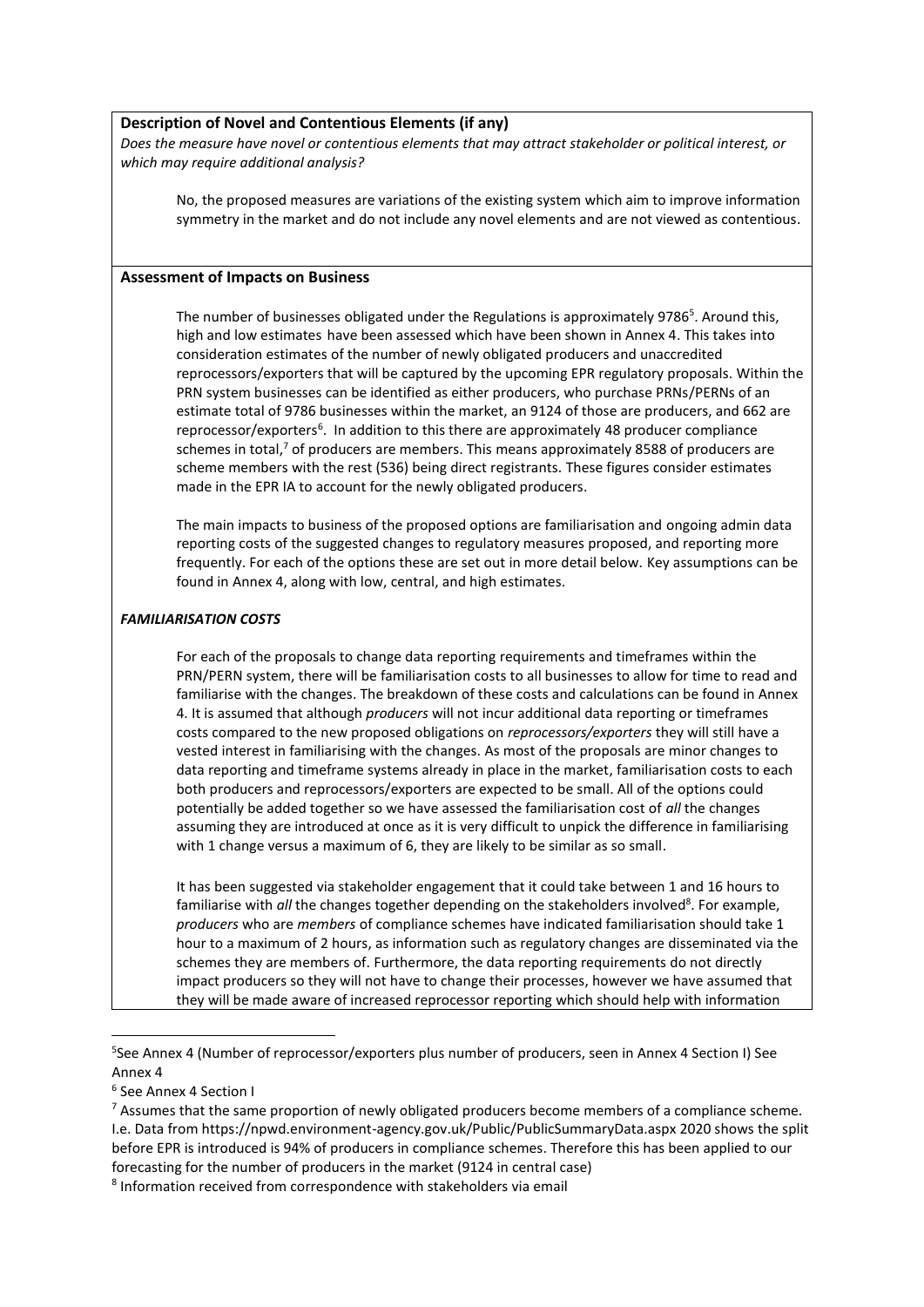**Description of Novel and Contentious Elements (if any)**

*Does the measure have novel or contentious elements that may attract stakeholder or political interest, or which may require additional analysis?*

No, the proposed measures are variations of the existing system which aim to improve information symmetry in the market and do not include any novel elements and are not viewed as contentious.

**Assessment of Impacts on Business**

The number of businesses obligated under the Regulations is approximately 9786[5]. Around this, high and low estimates have been assessed which have been shown in Annex 4. This takes into consideration estimates of the number of newly obligated producers and unaccredited reprocessors/exporters that will be captured by the upcoming EPR regulatory proposals. Within the PRN system businesses can be identified as either producers, who purchase PRNs/PERNs of an estimate total of 9786 businesses within the market, an 9124 of those are producers, and 662 are reprocessor/exporters[6]. In addition to this there are approximately 48 producer compliance schemes in total,[7] of producers are members. This means approximately 8588 of producers are scheme members with the rest (536) being direct registrants. These figures consider estimates made in the EPR IA to account for the newly obligated producers.

The main impacts to business of the proposed options are familiarisation and ongoing admin data reporting costs of the suggested changes to regulatory measures proposed, and reporting more frequently. For each of the options these are set out in more detail below. Key assumptions can be found in Annex 4, along with low, central, and high estimates.

***FAMILIARISATION COSTS***

For each of the proposals to change data reporting requirements and timeframes within the PRN/PERN system, there will be familiarisation costs to all businesses to allow for time to read and familiarise with the changes. The breakdown of these costs and calculations can be found in Annex 4. It is assumed that although *producers* will not incur additional data reporting or timeframes costs compared to the new proposed obligations on *reprocessors/exporters* they will still have a vested interest in familiarising with the changes. As most of the proposals are minor changes to data reporting and timeframe systems already in place in the market, familiarisation costs to each both producers and reprocessors/exporters are expected to be small. All of the options could potentially be added together so we have assessed the familiarisation cost of *all* the changes assuming they are introduced at once as it is very difficult to unpick the difference in familiarising with 1 change versus a maximum of 6, they are likely to be similar as so small.

It has been suggested via stakeholder engagement that it could take between 1 and 16 hours to familiarise with *all* the changes together depending on the stakeholders involved[8]. For example, *producers* who are *members* of compliance schemes have indicated familiarisation should take 1 hour to a maximum of 2 hours, as information such as regulatory changes are disseminated via the schemes they are members of. Furthermore, the data reporting requirements do not directly impact producers so they will not have to change their processes, however we have assumed that they will be made aware of increased reprocessor reporting which should help with information

---

[5] See Annex 4 (Number of reprocessor/exporters plus number of producers, seen in Annex 4 Section I) See Annex 4

[6] See Annex 4 Section I

[7] Assumes that the same proportion of newly obligated producers become members of a compliance scheme. I.e. Data from https://npwd.environment-agency.gov.uk/Public/PublicSummaryData.aspx 2020 shows the split before EPR is introduced is 94% of producers in compliance schemes. Therefore this has been applied to our forecasting for the number of producers in the market (9124 in central case)

[8] Information received from correspondence with stakeholders via email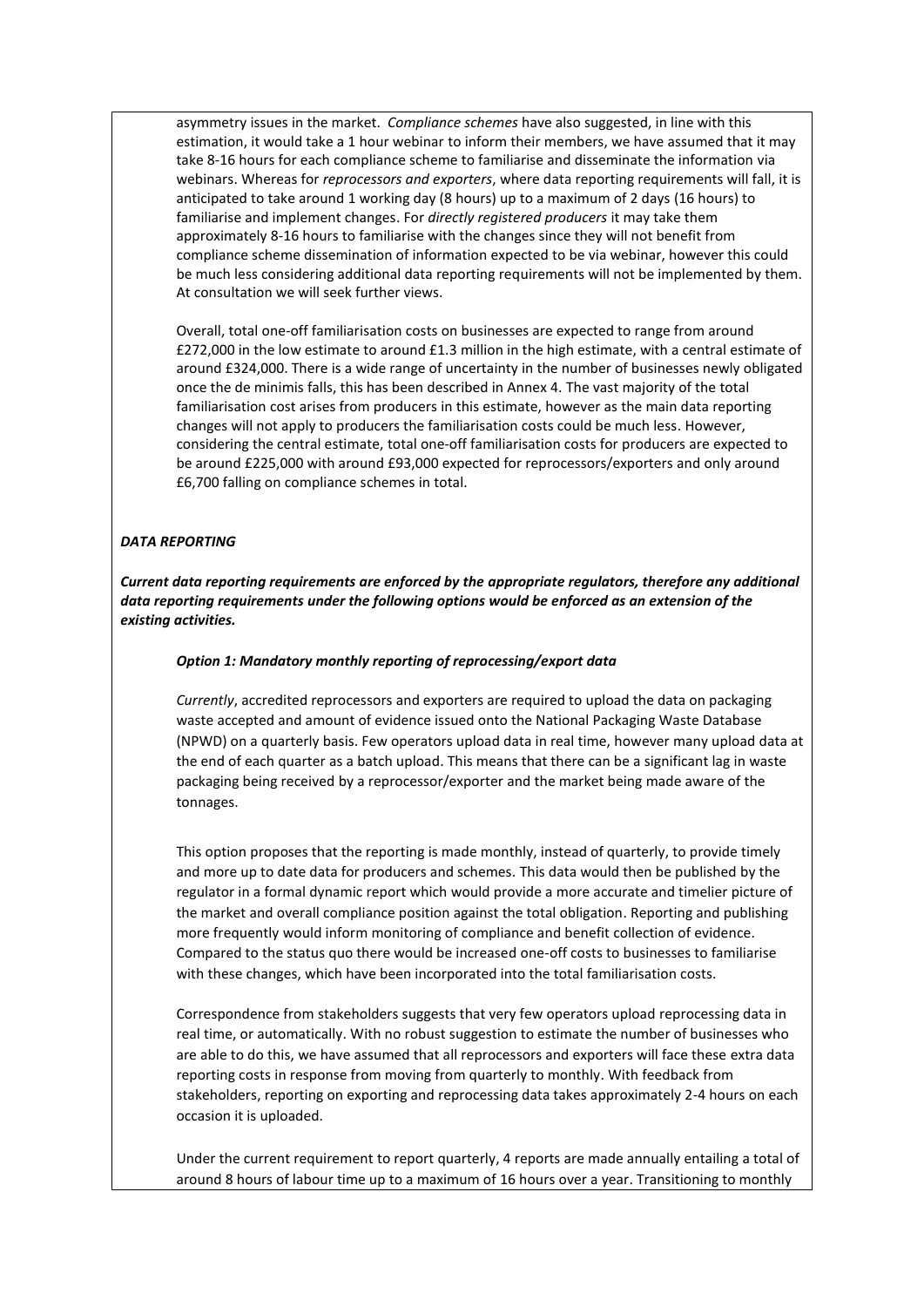asymmetry issues in the market. *Compliance schemes* have also suggested, in line with this estimation, it would take a 1 hour webinar to inform their members, we have assumed that it may take 8-16 hours for each compliance scheme to familiarise and disseminate the information via webinars. Whereas for *reprocessors and exporters*, where data reporting requirements will fall, it is anticipated to take around 1 working day (8 hours) up to a maximum of 2 days (16 hours) to familiarise and implement changes. For *directly registered producers* it may take them approximately 8-16 hours to familiarise with the changes since they will not benefit from compliance scheme dissemination of information expected to be via webinar, however this could be much less considering additional data reporting requirements will not be implemented by them. At consultation we will seek further views.

Overall, total one-off familiarisation costs on businesses are expected to range from around £272,000 in the low estimate to around £1.3 million in the high estimate, with a central estimate of around £324,000. There is a wide range of uncertainty in the number of businesses newly obligated once the de minimis falls, this has been described in Annex 4. The vast majority of the total familiarisation cost arises from producers in this estimate, however as the main data reporting changes will not apply to producers the familiarisation costs could be much less. However, considering the central estimate, total one-off familiarisation costs for producers are expected to be around £225,000 with around £93,000 expected for reprocessors/exporters and only around £6,700 falling on compliance schemes in total.

***DATA REPORTING***

***Current data reporting requirements are enforced by the appropriate regulators, therefore any additional data reporting requirements under the following options would be enforced as an extension of the existing activities.***

***Option 1: Mandatory monthly reporting of reprocessing/export data***

*Currently*, accredited reprocessors and exporters are required to upload the data on packaging waste accepted and amount of evidence issued onto the National Packaging Waste Database (NPWD) on a quarterly basis. Few operators upload data in real time, however many upload data at the end of each quarter as a batch upload. This means that there can be a significant lag in waste packaging being received by a reprocessor/exporter and the market being made aware of the tonnages.

This option proposes that the reporting is made monthly, instead of quarterly, to provide timely and more up to date data for producers and schemes. This data would then be published by the regulator in a formal dynamic report which would provide a more accurate and timelier picture of the market and overall compliance position against the total obligation. Reporting and publishing more frequently would inform monitoring of compliance and benefit collection of evidence. Compared to the status quo there would be increased one-off costs to businesses to familiarise with these changes, which have been incorporated into the total familiarisation costs.

Correspondence from stakeholders suggests that very few operators upload reprocessing data in real time, or automatically. With no robust suggestion to estimate the number of businesses who are able to do this, we have assumed that all reprocessors and exporters will face these extra data reporting costs in response from moving from quarterly to monthly. With feedback from stakeholders, reporting on exporting and reprocessing data takes approximately 2-4 hours on each occasion it is uploaded.

Under the current requirement to report quarterly, 4 reports are made annually entailing a total of around 8 hours of labour time up to a maximum of 16 hours over a year. Transitioning to monthly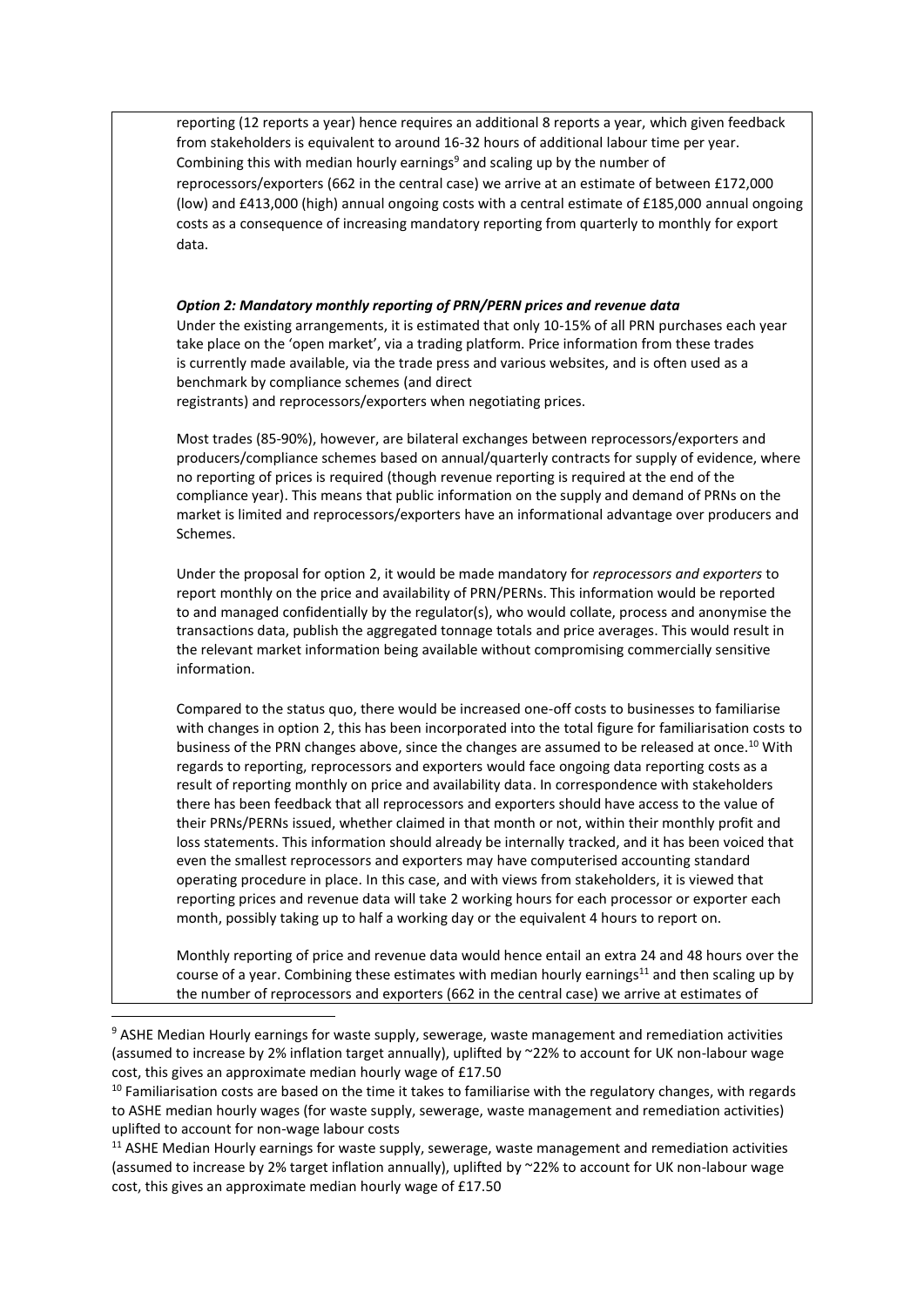reporting (12 reports a year) hence requires an additional 8 reports a year, which given feedback from stakeholders is equivalent to around 16-32 hours of additional labour time per year. Combining this with median hourly earnings[9] and scaling up by the number of reprocessors/exporters (662 in the central case) we arrive at an estimate of between £172,000 (low) and £413,000 (high) annual ongoing costs with a central estimate of £185,000 annual ongoing costs as a consequence of increasing mandatory reporting from quarterly to monthly for export data.

***Option 2: Mandatory monthly reporting of PRN/PERN prices and revenue data***

Under the existing arrangements, it is estimated that only 10-15% of all PRN purchases each year take place on the 'open market', via a trading platform. Price information from these trades is currently made available, via the trade press and various websites, and is often used as a benchmark by compliance schemes (and direct registrants) and reprocessors/exporters when negotiating prices.

Most trades (85-90%), however, are bilateral exchanges between reprocessors/exporters and producers/compliance schemes based on annual/quarterly contracts for supply of evidence, where no reporting of prices is required (though revenue reporting is required at the end of the compliance year). This means that public information on the supply and demand of PRNs on the market is limited and reprocessors/exporters have an informational advantage over producers and Schemes.

Under the proposal for option 2, it would be made mandatory for *reprocessors and exporters* to report monthly on the price and availability of PRN/PERNs. This information would be reported to and managed confidentially by the regulator(s), who would collate, process and anonymise the transactions data, publish the aggregated tonnage totals and price averages. This would result in the relevant market information being available without compromising commercially sensitive information.

Compared to the status quo, there would be increased one-off costs to businesses to familiarise with changes in option 2, this has been incorporated into the total figure for familiarisation costs to business of the PRN changes above, since the changes are assumed to be released at once.[10] With regards to reporting, reprocessors and exporters would face ongoing data reporting costs as a result of reporting monthly on price and availability data. In correspondence with stakeholders there has been feedback that all reprocessors and exporters should have access to the value of their PRNs/PERNs issued, whether claimed in that month or not, within their monthly profit and loss statements. This information should already be internally tracked, and it has been voiced that even the smallest reprocessors and exporters may have computerised accounting standard operating procedure in place. In this case, and with views from stakeholders, it is viewed that reporting prices and revenue data will take 2 working hours for each processor or exporter each month, possibly taking up to half a working day or the equivalent 4 hours to report on.

Monthly reporting of price and revenue data would hence entail an extra 24 and 48 hours over the course of a year. Combining these estimates with median hourly earnings[11] and then scaling up by the number of reprocessors and exporters (662 in the central case) we arrive at estimates of

---

[9] ASHE Median Hourly earnings for waste supply, sewerage, waste management and remediation activities (assumed to increase by 2% inflation target annually), uplifted by ~22% to account for UK non-labour wage cost, this gives an approximate median hourly wage of £17.50

[10] Familiarisation costs are based on the time it takes to familiarise with the regulatory changes, with regards to ASHE median hourly wages (for waste supply, sewerage, waste management and remediation activities) uplifted to account for non-wage labour costs

[11] ASHE Median Hourly earnings for waste supply, sewerage, waste management and remediation activities (assumed to increase by 2% target inflation annually), uplifted by ~22% to account for UK non-labour wage cost, this gives an approximate median hourly wage of £17.50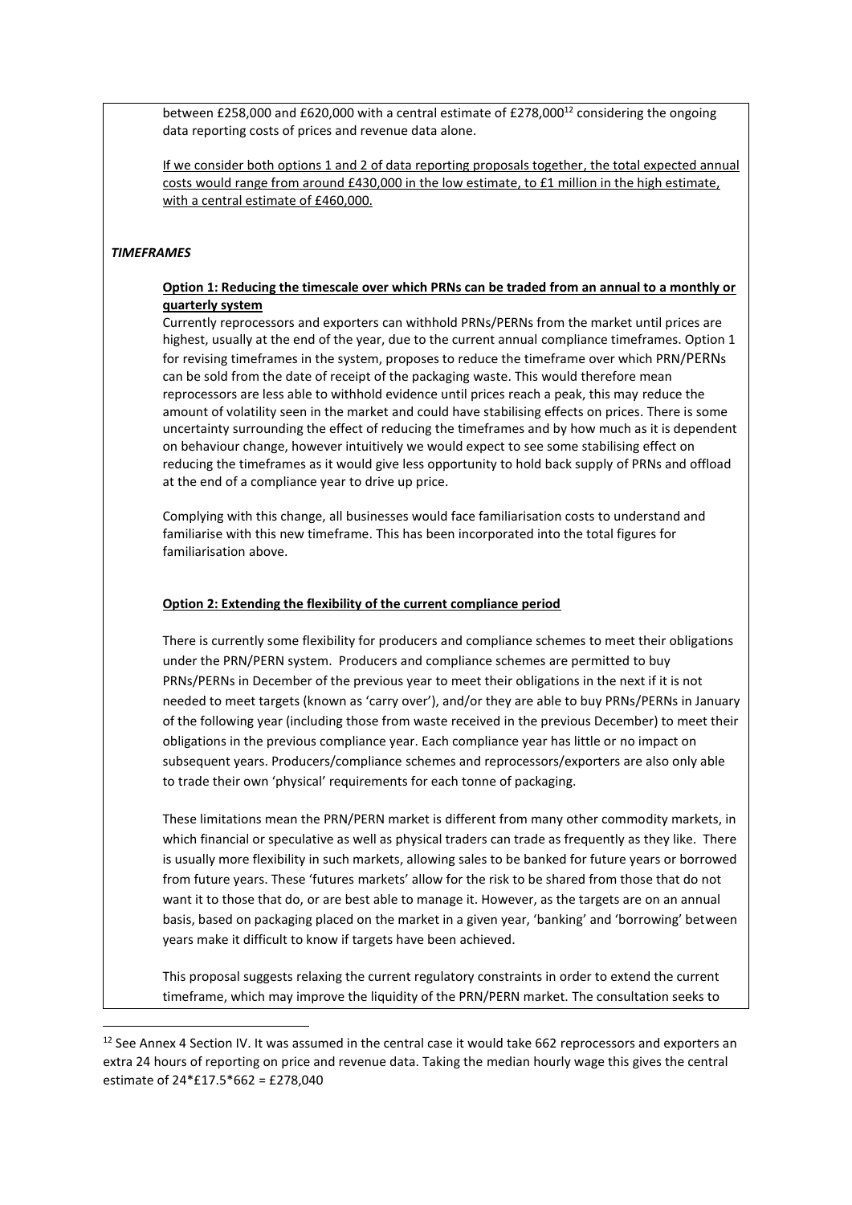between £258,000 and £620,000 with a central estimate of £278,000[12] considering the ongoing data reporting costs of prices and revenue data alone.

If we consider both options 1 and 2 of data reporting proposals together, the total expected annual costs would range from around £430,000 in the low estimate, to £1 million in the high estimate, with a central estimate of £460,000.

***TIMEFRAMES***

**Option 1: Reducing the timescale over which PRNs can be traded from an annual to a monthly or quarterly system**

Currently reprocessors and exporters can withhold PRNs/PERNs from the market until prices are highest, usually at the end of the year, due to the current annual compliance timeframes. Option 1 for revising timeframes in the system, proposes to reduce the timeframe over which PRN/PERNs can be sold from the date of receipt of the packaging waste. This would therefore mean reprocessors are less able to withhold evidence until prices reach a peak, this may reduce the amount of volatility seen in the market and could have stabilising effects on prices. There is some uncertainty surrounding the effect of reducing the timeframes and by how much as it is dependent on behaviour change, however intuitively we would expect to see some stabilising effect on reducing the timeframes as it would give less opportunity to hold back supply of PRNs and offload at the end of a compliance year to drive up price.

Complying with this change, all businesses would face familiarisation costs to understand and familiarise with this new timeframe. This has been incorporated into the total figures for familiarisation above.

**Option 2: Extending the flexibility of the current compliance period**

There is currently some flexibility for producers and compliance schemes to meet their obligations under the PRN/PERN system. Producers and compliance schemes are permitted to buy PRNs/PERNs in December of the previous year to meet their obligations in the next if it is not needed to meet targets (known as 'carry over'), and/or they are able to buy PRNs/PERNs in January of the following year (including those from waste received in the previous December) to meet their obligations in the previous compliance year. Each compliance year has little or no impact on subsequent years. Producers/compliance schemes and reprocessors/exporters are also only able to trade their own 'physical' requirements for each tonne of packaging.

These limitations mean the PRN/PERN market is different from many other commodity markets, in which financial or speculative as well as physical traders can trade as frequently as they like. There is usually more flexibility in such markets, allowing sales to be banked for future years or borrowed from future years. These 'futures markets' allow for the risk to be shared from those that do not want it to those that do, or are best able to manage it. However, as the targets are on an annual basis, based on packaging placed on the market in a given year, 'banking' and 'borrowing' between years make it difficult to know if targets have been achieved.

This proposal suggests relaxing the current regulatory constraints in order to extend the current timeframe, which may improve the liquidity of the PRN/PERN market. The consultation seeks to

[12] See Annex 4 Section IV. It was assumed in the central case it would take 662 reprocessors and exporters an extra 24 hours of reporting on price and revenue data. Taking the median hourly wage this gives the central estimate of 24*£17.5*662 = £278,040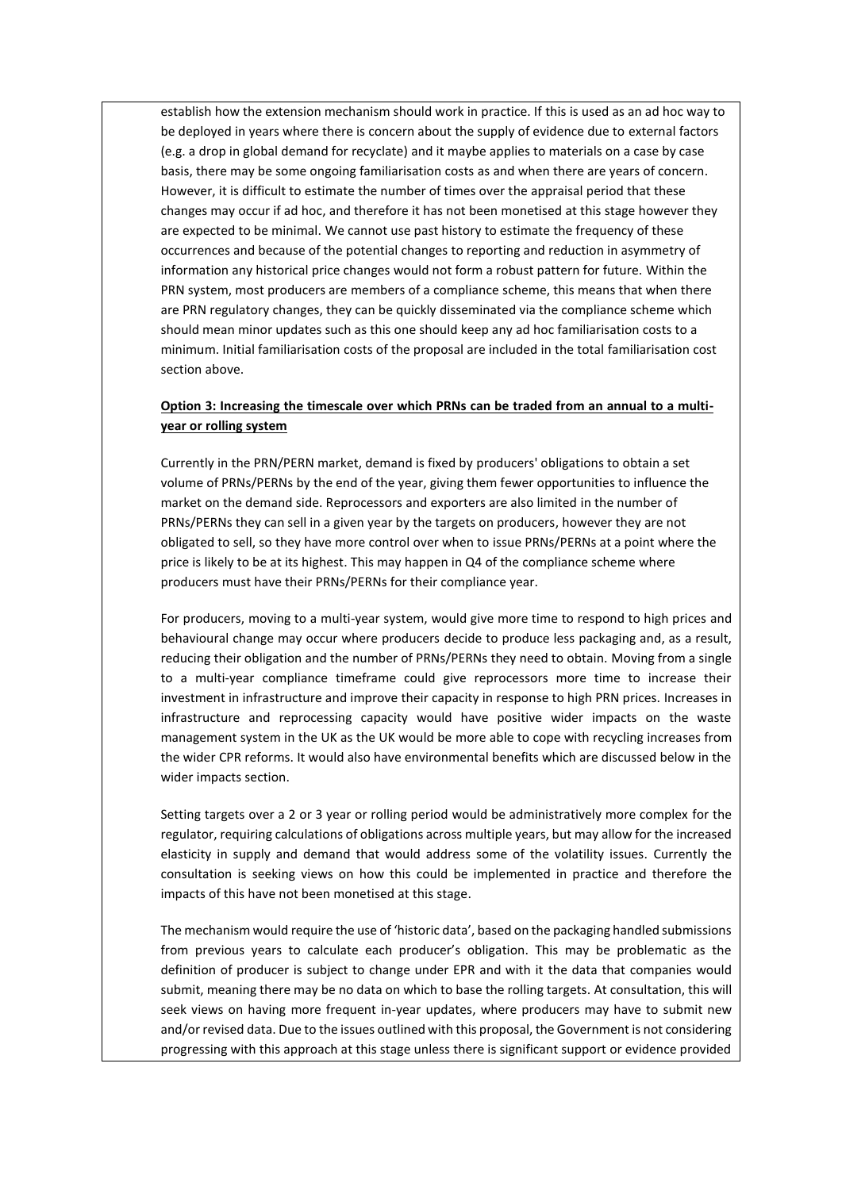establish how the extension mechanism should work in practice. If this is used as an ad hoc way to be deployed in years where there is concern about the supply of evidence due to external factors (e.g. a drop in global demand for recyclate) and it maybe applies to materials on a case by case basis, there may be some ongoing familiarisation costs as and when there are years of concern. However, it is difficult to estimate the number of times over the appraisal period that these changes may occur if ad hoc, and therefore it has not been monetised at this stage however they are expected to be minimal. We cannot use past history to estimate the frequency of these occurrences and because of the potential changes to reporting and reduction in asymmetry of information any historical price changes would not form a robust pattern for future. Within the PRN system, most producers are members of a compliance scheme, this means that when there are PRN regulatory changes, they can be quickly disseminated via the compliance scheme which should mean minor updates such as this one should keep any ad hoc familiarisation costs to a minimum. Initial familiarisation costs of the proposal are included in the total familiarisation cost section above.

**Option 3: Increasing the timescale over which PRNs can be traded from an annual to a multi-year or rolling system**

Currently in the PRN/PERN market, demand is fixed by producers' obligations to obtain a set volume of PRNs/PERNs by the end of the year, giving them fewer opportunities to influence the market on the demand side. Reprocessors and exporters are also limited in the number of PRNs/PERNs they can sell in a given year by the targets on producers, however they are not obligated to sell, so they have more control over when to issue PRNs/PERNs at a point where the price is likely to be at its highest. This may happen in Q4 of the compliance scheme where producers must have their PRNs/PERNs for their compliance year.

For producers, moving to a multi-year system, would give more time to respond to high prices and behavioural change may occur where producers decide to produce less packaging and, as a result, reducing their obligation and the number of PRNs/PERNs they need to obtain. Moving from a single to a multi-year compliance timeframe could give reprocessors more time to increase their investment in infrastructure and improve their capacity in response to high PRN prices. Increases in infrastructure and reprocessing capacity would have positive wider impacts on the waste management system in the UK as the UK would be more able to cope with recycling increases from the wider CPR reforms. It would also have environmental benefits which are discussed below in the wider impacts section.

Setting targets over a 2 or 3 year or rolling period would be administratively more complex for the regulator, requiring calculations of obligations across multiple years, but may allow for the increased elasticity in supply and demand that would address some of the volatility issues. Currently the consultation is seeking views on how this could be implemented in practice and therefore the impacts of this have not been monetised at this stage.

The mechanism would require the use of 'historic data', based on the packaging handled submissions from previous years to calculate each producer's obligation. This may be problematic as the definition of producer is subject to change under EPR and with it the data that companies would submit, meaning there may be no data on which to base the rolling targets. At consultation, this will seek views on having more frequent in-year updates, where producers may have to submit new and/or revised data. Due to the issues outlined with this proposal, the Government is not considering progressing with this approach at this stage unless there is significant support or evidence provided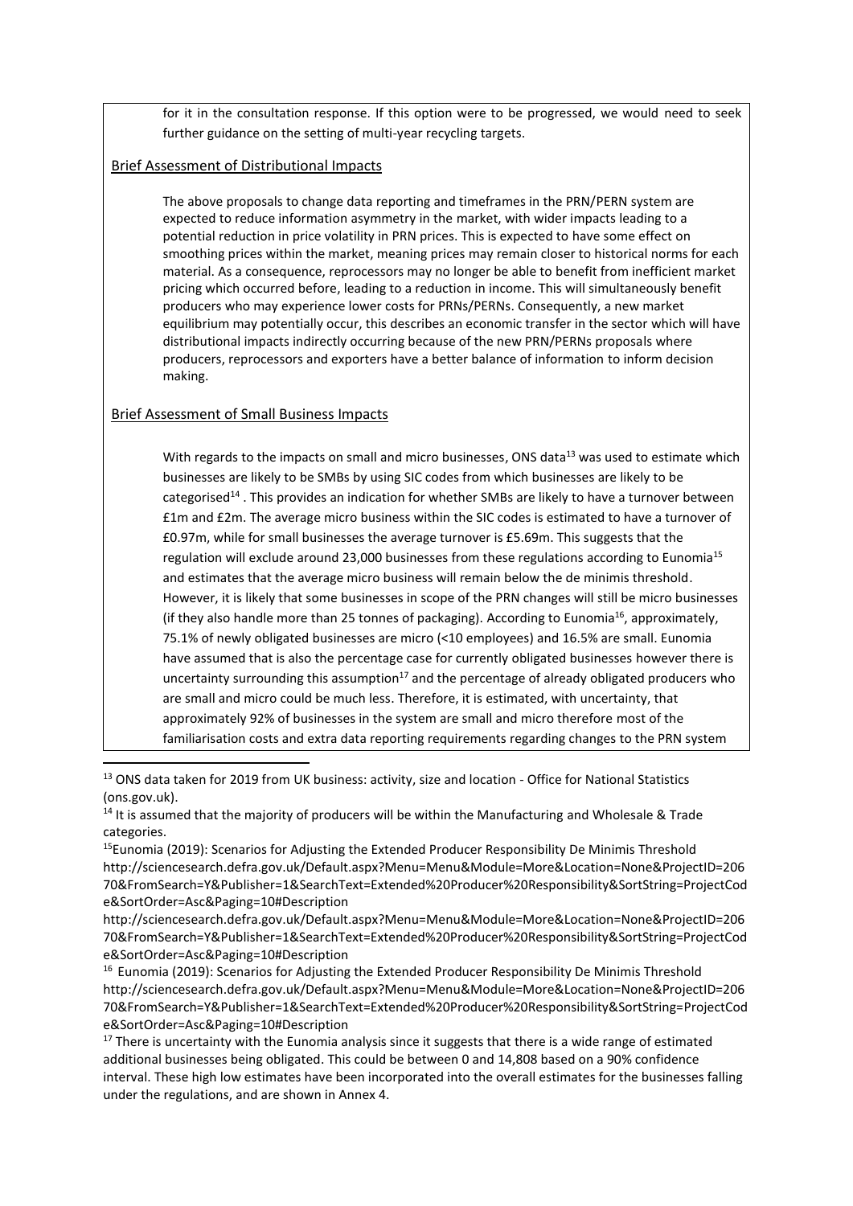for it in the consultation response. If this option were to be progressed, we would need to seek further guidance on the setting of multi-year recycling targets.

## Brief Assessment of Distributional Impacts

The above proposals to change data reporting and timeframes in the PRN/PERN system are expected to reduce information asymmetry in the market, with wider impacts leading to a potential reduction in price volatility in PRN prices. This is expected to have some effect on smoothing prices within the market, meaning prices may remain closer to historical norms for each material. As a consequence, reprocessors may no longer be able to benefit from inefficient market pricing which occurred before, leading to a reduction in income. This will simultaneously benefit producers who may experience lower costs for PRNs/PERNs. Consequently, a new market equilibrium may potentially occur, this describes an economic transfer in the sector which will have distributional impacts indirectly occurring because of the new PRN/PERNs proposals where producers, reprocessors and exporters have a better balance of information to inform decision making.

## Brief Assessment of Small Business Impacts

With regards to the impacts on small and micro businesses, ONS data[13] was used to estimate which businesses are likely to be SMBs by using SIC codes from which businesses are likely to be categorised[14] . This provides an indication for whether SMBs are likely to have a turnover between £1m and £2m. The average micro business within the SIC codes is estimated to have a turnover of £0.97m, while for small businesses the average turnover is £5.69m. This suggests that the regulation will exclude around 23,000 businesses from these regulations according to Eunomia[15] and estimates that the average micro business will remain below the de minimis threshold. However, it is likely that some businesses in scope of the PRN changes will still be micro businesses (if they also handle more than 25 tonnes of packaging). According to Eunomia[16], approximately, 75.1% of newly obligated businesses are micro (<10 employees) and 16.5% are small. Eunomia have assumed that is also the percentage case for currently obligated businesses however there is uncertainty surrounding this assumption[17] and the percentage of already obligated producers who are small and micro could be much less. Therefore, it is estimated, with uncertainty, that approximately 92% of businesses in the system are small and micro therefore most of the familiarisation costs and extra data reporting requirements regarding changes to the PRN system

---

[13] ONS data taken for 2019 from UK business: activity, size and location - Office for National Statistics (ons.gov.uk).

[14] It is assumed that the majority of producers will be within the Manufacturing and Wholesale & Trade categories.

[15] Eunomia (2019): Scenarios for Adjusting the Extended Producer Responsibility De Minimis Threshold http://sciencesearch.defra.gov.uk/Default.aspx?Menu=Menu&Module=More&Location=None&ProjectID=20670&FromSearch=Y&Publisher=1&SearchText=Extended%20Producer%20Responsibility&SortString=ProjectCode&SortOrder=Asc&Paging=10#Description
http://sciencesearch.defra.gov.uk/Default.aspx?Menu=Menu&Module=More&Location=None&ProjectID=20670&FromSearch=Y&Publisher=1&SearchText=Extended%20Producer%20Responsibility&SortString=ProjectCode&SortOrder=Asc&Paging=10#Description

[16] Eunomia (2019): Scenarios for Adjusting the Extended Producer Responsibility De Minimis Threshold http://sciencesearch.defra.gov.uk/Default.aspx?Menu=Menu&Module=More&Location=None&ProjectID=20670&FromSearch=Y&Publisher=1&SearchText=Extended%20Producer%20Responsibility&SortString=ProjectCode&SortOrder=Asc&Paging=10#Description

[17] There is uncertainty with the Eunomia analysis since it suggests that there is a wide range of estimated additional businesses being obligated. This could be between 0 and 14,808 based on a 90% confidence interval. These high low estimates have been incorporated into the overall estimates for the businesses falling under the regulations, and are shown in Annex 4.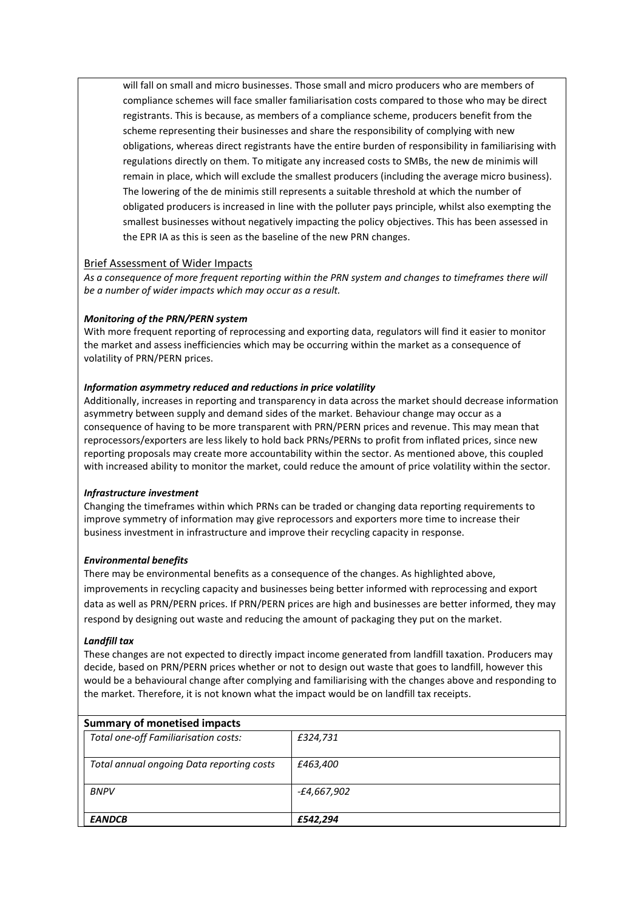will fall on small and micro businesses. Those small and micro producers who are members of compliance schemes will face smaller familiarisation costs compared to those who may be direct registrants. This is because, as members of a compliance scheme, producers benefit from the scheme representing their businesses and share the responsibility of complying with new obligations, whereas direct registrants have the entire burden of responsibility in familiarising with regulations directly on them. To mitigate any increased costs to SMBs, the new de minimis will remain in place, which will exclude the smallest producers (including the average micro business). The lowering of the de minimis still represents a suitable threshold at which the number of obligated producers is increased in line with the polluter pays principle, whilst also exempting the smallest businesses without negatively impacting the policy objectives. This has been assessed in the EPR IA as this is seen as the baseline of the new PRN changes.

## Brief Assessment of Wider Impacts

*As a consequence of more frequent reporting within the PRN system and changes to timeframes there will be a number of wider impacts which may occur as a result.*

***Monitoring of the PRN/PERN system***

With more frequent reporting of reprocessing and exporting data, regulators will find it easier to monitor the market and assess inefficiencies which may be occurring within the market as a consequence of volatility of PRN/PERN prices.

***Information asymmetry reduced and reductions in price volatility***

Additionally, increases in reporting and transparency in data across the market should decrease information asymmetry between supply and demand sides of the market. Behaviour change may occur as a consequence of having to be more transparent with PRN/PERN prices and revenue. This may mean that reprocessors/exporters are less likely to hold back PRNs/PERNs to profit from inflated prices, since new reporting proposals may create more accountability within the sector. As mentioned above, this coupled with increased ability to monitor the market, could reduce the amount of price volatility within the sector.

***Infrastructure investment***

Changing the timeframes within which PRNs can be traded or changing data reporting requirements to improve symmetry of information may give reprocessors and exporters more time to increase their business investment in infrastructure and improve their recycling capacity in response.

***Environmental benefits***

There may be environmental benefits as a consequence of the changes. As highlighted above, improvements in recycling capacity and businesses being better informed with reprocessing and export data as well as PRN/PERN prices. If PRN/PERN prices are high and businesses are better informed, they may respond by designing out waste and reducing the amount of packaging they put on the market.

***Landfill tax***

These changes are not expected to directly impact income generated from landfill taxation. Producers may decide, based on PRN/PERN prices whether or not to design out waste that goes to landfill, however this would be a behavioural change after complying and familiarising with the changes above and responding to the market. Therefore, it is not known what the impact would be on landfill tax receipts.

**Summary of monetised impacts**

| | |
|---|---|
| *Total one-off Familiarisation costs:* | *£324,731* |
| *Total annual ongoing Data reporting costs* | *£463,400* |
| *BNPV* | *-£4,667,902* |
| ***EANDCB*** | ***£542,294*** |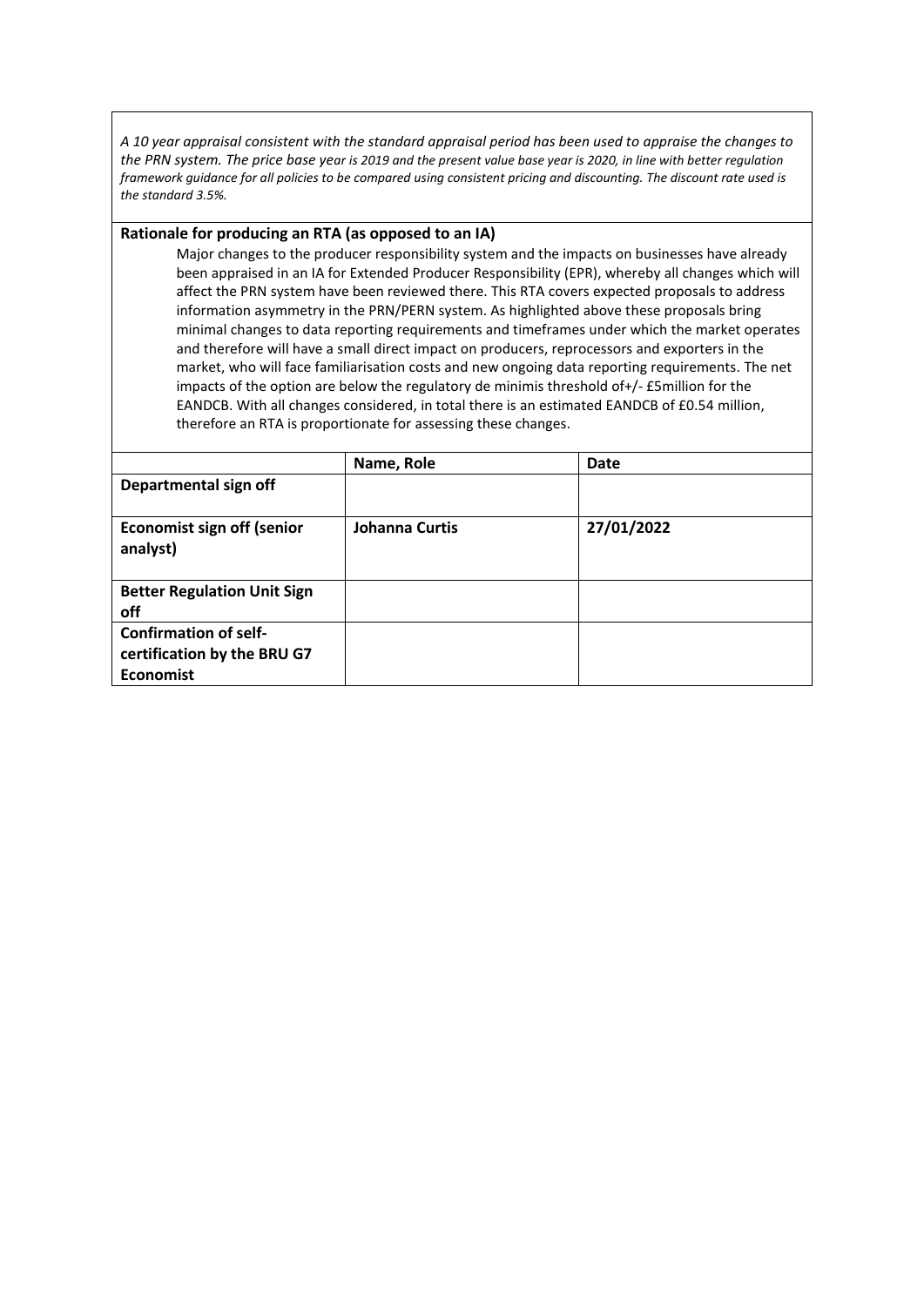*A 10 year appraisal consistent with the standard appraisal period has been used to appraise the changes to the PRN system. The price base year is 2019 and the present value base year is 2020, in line with better regulation framework guidance for all policies to be compared using consistent pricing and discounting. The discount rate used is the standard 3.5%.*

**Rationale for producing an RTA (as opposed to an IA)**

Major changes to the producer responsibility system and the impacts on businesses have already been appraised in an IA for Extended Producer Responsibility (EPR), whereby all changes which will affect the PRN system have been reviewed there. This RTA covers expected proposals to address information asymmetry in the PRN/PERN system. As highlighted above these proposals bring minimal changes to data reporting requirements and timeframes under which the market operates and therefore will have a small direct impact on producers, reprocessors and exporters in the market, who will face familiarisation costs and new ongoing data reporting requirements. The net impacts of the option are below the regulatory de minimis threshold of+/- £5million for the EANDCB. With all changes considered, in total there is an estimated EANDCB of £0.54 million, therefore an RTA is proportionate for assessing these changes.

| | Name, Role | Date |
|---|---|---|
| **Departmental sign off** | | |
| **Economist sign off (senior analyst)** | **Johanna Curtis** | **27/01/2022** |
| **Better Regulation Unit Sign off** | | |
| **Confirmation of self-certification by the BRU G7 Economist** | | |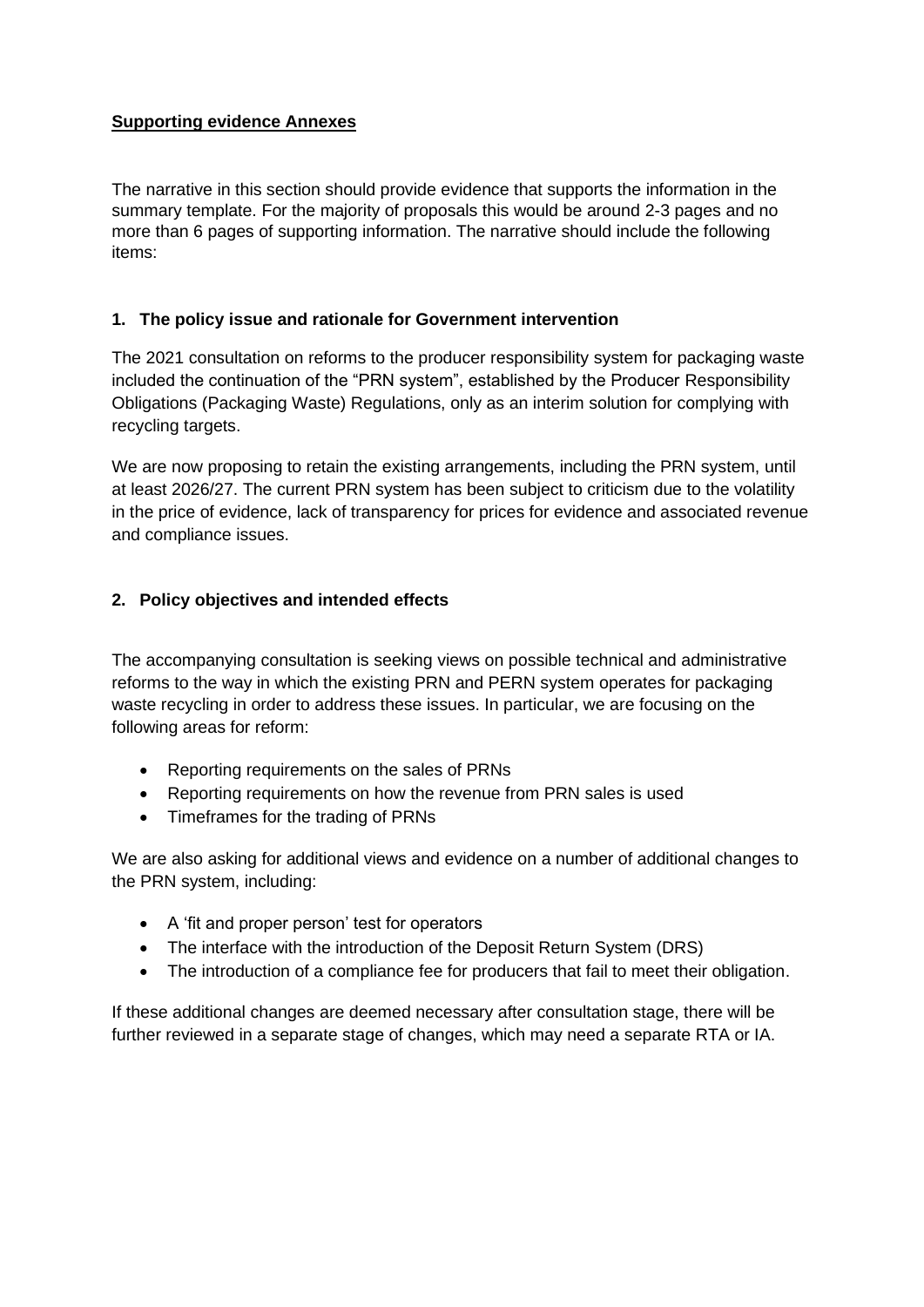**Supporting evidence Annexes**

The narrative in this section should provide evidence that supports the information in the summary template. For the majority of proposals this would be around 2-3 pages and no more than 6 pages of supporting information. The narrative should include the following items:

## 1. The policy issue and rationale for Government intervention

The 2021 consultation on reforms to the producer responsibility system for packaging waste included the continuation of the "PRN system", established by the Producer Responsibility Obligations (Packaging Waste) Regulations, only as an interim solution for complying with recycling targets.

We are now proposing to retain the existing arrangements, including the PRN system, until at least 2026/27. The current PRN system has been subject to criticism due to the volatility in the price of evidence, lack of transparency for prices for evidence and associated revenue and compliance issues.

## 2. Policy objectives and intended effects

The accompanying consultation is seeking views on possible technical and administrative reforms to the way in which the existing PRN and PERN system operates for packaging waste recycling in order to address these issues. In particular, we are focusing on the following areas for reform:

- Reporting requirements on the sales of PRNs
- Reporting requirements on how the revenue from PRN sales is used
- Timeframes for the trading of PRNs

We are also asking for additional views and evidence on a number of additional changes to the PRN system, including:

- A 'fit and proper person' test for operators
- The interface with the introduction of the Deposit Return System (DRS)
- The introduction of a compliance fee for producers that fail to meet their obligation.

If these additional changes are deemed necessary after consultation stage, there will be further reviewed in a separate stage of changes, which may need a separate RTA or IA.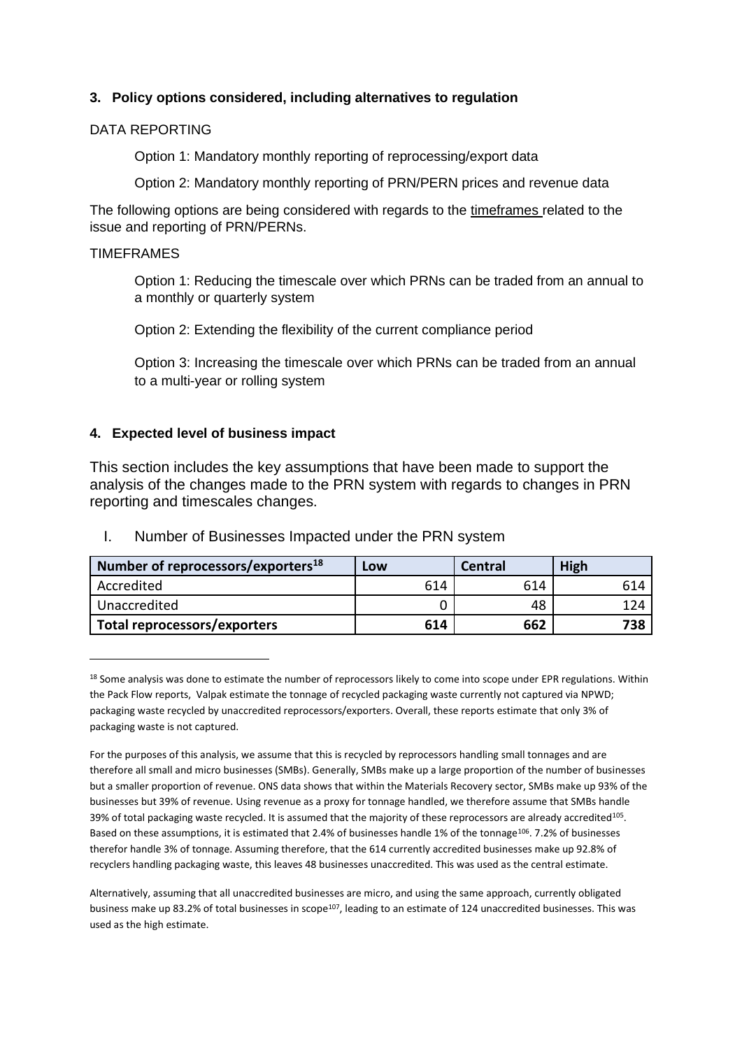### 3. Policy options considered, including alternatives to regulation

DATA REPORTING

Option 1: Mandatory monthly reporting of reprocessing/export data

Option 2: Mandatory monthly reporting of PRN/PERN prices and revenue data

The following options are being considered with regards to the timeframes related to the issue and reporting of PRN/PERNs.

TIMEFRAMES

Option 1: Reducing the timescale over which PRNs can be traded from an annual to a monthly or quarterly system

Option 2: Extending the flexibility of the current compliance period

Option 3: Increasing the timescale over which PRNs can be traded from an annual to a multi-year or rolling system

### 4. Expected level of business impact

This section includes the key assumptions that have been made to support the analysis of the changes made to the PRN system with regards to changes in PRN reporting and timescales changes.

I. Number of Businesses Impacted under the PRN system

| Number of reprocessors/exporters[18] | Low | Central | High |
|---|---|---|---|
| Accredited | 614 | 614 | 614 |
| Unaccredited | 0 | 48 | 124 |
| **Total reprocessors/exporters** | **614** | **662** | **738** |

[18] Some analysis was done to estimate the number of reprocessors likely to come into scope under EPR regulations. Within the Pack Flow reports, Valpak estimate the tonnage of recycled packaging waste currently not captured via NPWD; packaging waste recycled by unaccredited reprocessors/exporters. Overall, these reports estimate that only 3% of packaging waste is not captured.

For the purposes of this analysis, we assume that this is recycled by reprocessors handling small tonnages and are therefore all small and micro businesses (SMBs). Generally, SMBs make up a large proportion of the number of businesses but a smaller proportion of revenue. ONS data shows that within the Materials Recovery sector, SMBs make up 93% of the businesses but 39% of revenue. Using revenue as a proxy for tonnage handled, we therefore assume that SMBs handle 39% of total packaging waste recycled. It is assumed that the majority of these reprocessors are already accredited[105]. Based on these assumptions, it is estimated that 2.4% of businesses handle 1% of the tonnage[106]. 7.2% of businesses therefor handle 3% of tonnage. Assuming therefore, that the 614 currently accredited businesses make up 92.8% of recyclers handling packaging waste, this leaves 48 businesses unaccredited. This was used as the central estimate.

Alternatively, assuming that all unaccredited businesses are micro, and using the same approach, currently obligated business make up 83.2% of total businesses in scope[107], leading to an estimate of 124 unaccredited businesses. This was used as the high estimate.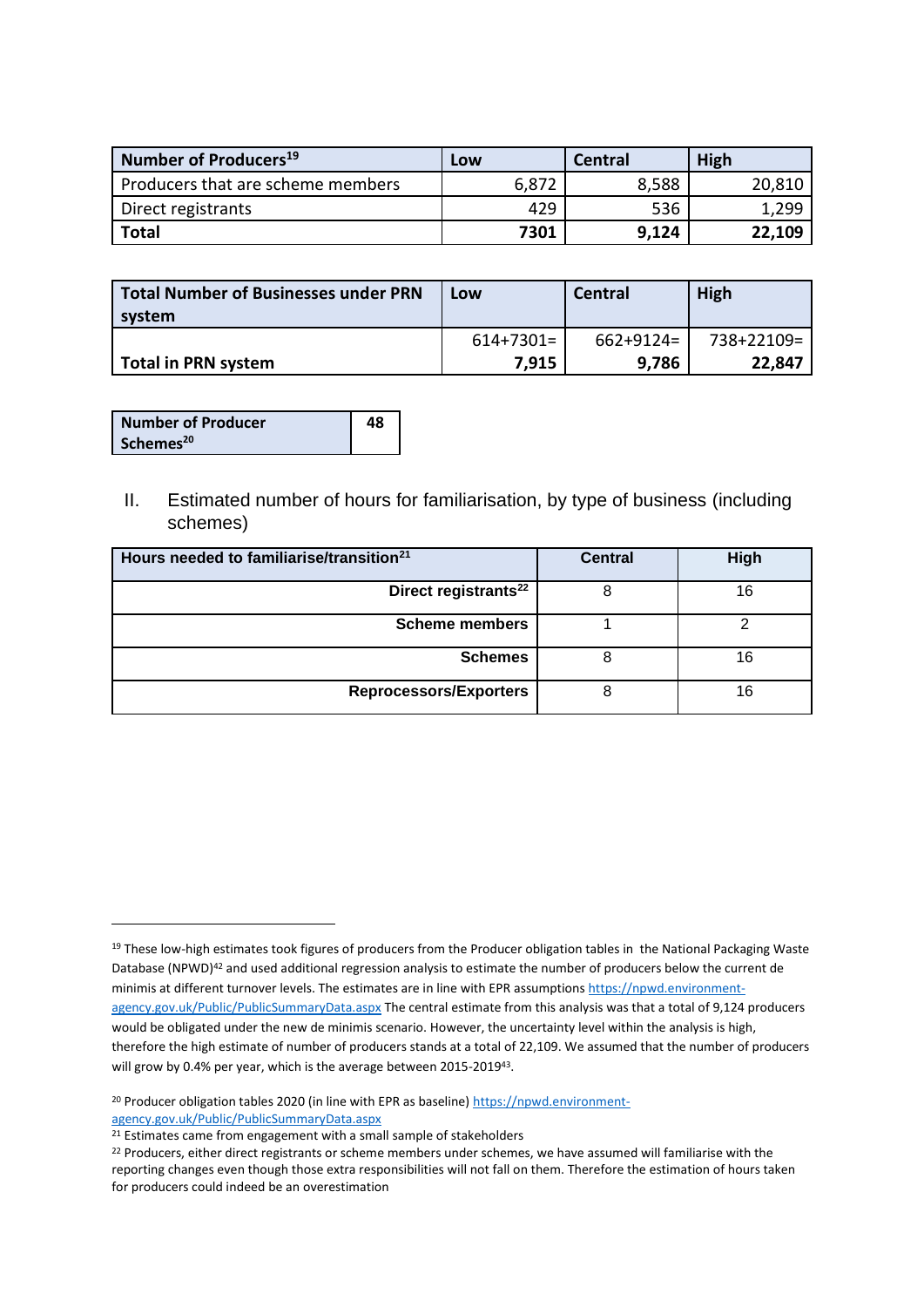| Number of Producers[19] | Low | Central | High |
|---|---|---|---|
| Producers that are scheme members | 6,872 | 8,588 | 20,810 |
| Direct registrants | 429 | 536 | 1,299 |
| **Total** | **7301** | **9,124** | **22,109** |

| Total Number of Businesses under PRN system | Low | Central | High |
|---|---|---|---|
| **Total in PRN system** | 614+7301= **7,915** | 662+9124= **9,786** | 738+22109= **22,847** |

| Number of Producer Schemes[20] | 48 |
|---|---|

II. Estimated number of hours for familiarisation, by type of business (including schemes)

| Hours needed to familiarise/transition[21] | Central | High |
|---|---|---|
| **Direct registrants[22]** | 8 | 16 |
| **Scheme members** | 1 | 2 |
| **Schemes** | 8 | 16 |
| **Reprocessors/Exporters** | 8 | 16 |

[19] These low-high estimates took figures of producers from the Producer obligation tables in the National Packaging Waste Database (NPWD)[42] and used additional regression analysis to estimate the number of producers below the current de minimis at different turnover levels. The estimates are in line with EPR assumptions https://npwd.environment-agency.gov.uk/Public/PublicSummaryData.aspx The central estimate from this analysis was that a total of 9,124 producers would be obligated under the new de minimis scenario. However, the uncertainty level within the analysis is high, therefore the high estimate of number of producers stands at a total of 22,109. We assumed that the number of producers will grow by 0.4% per year, which is the average between 2015-2019[43].

[20] Producer obligation tables 2020 (in line with EPR as baseline) https://npwd.environment-agency.gov.uk/Public/PublicSummaryData.aspx

[21] Estimates came from engagement with a small sample of stakeholders

[22] Producers, either direct registrants or scheme members under schemes, we have assumed will familiarise with the reporting changes even though those extra responsibilities will not fall on them. Therefore the estimation of hours taken for producers could indeed be an overestimation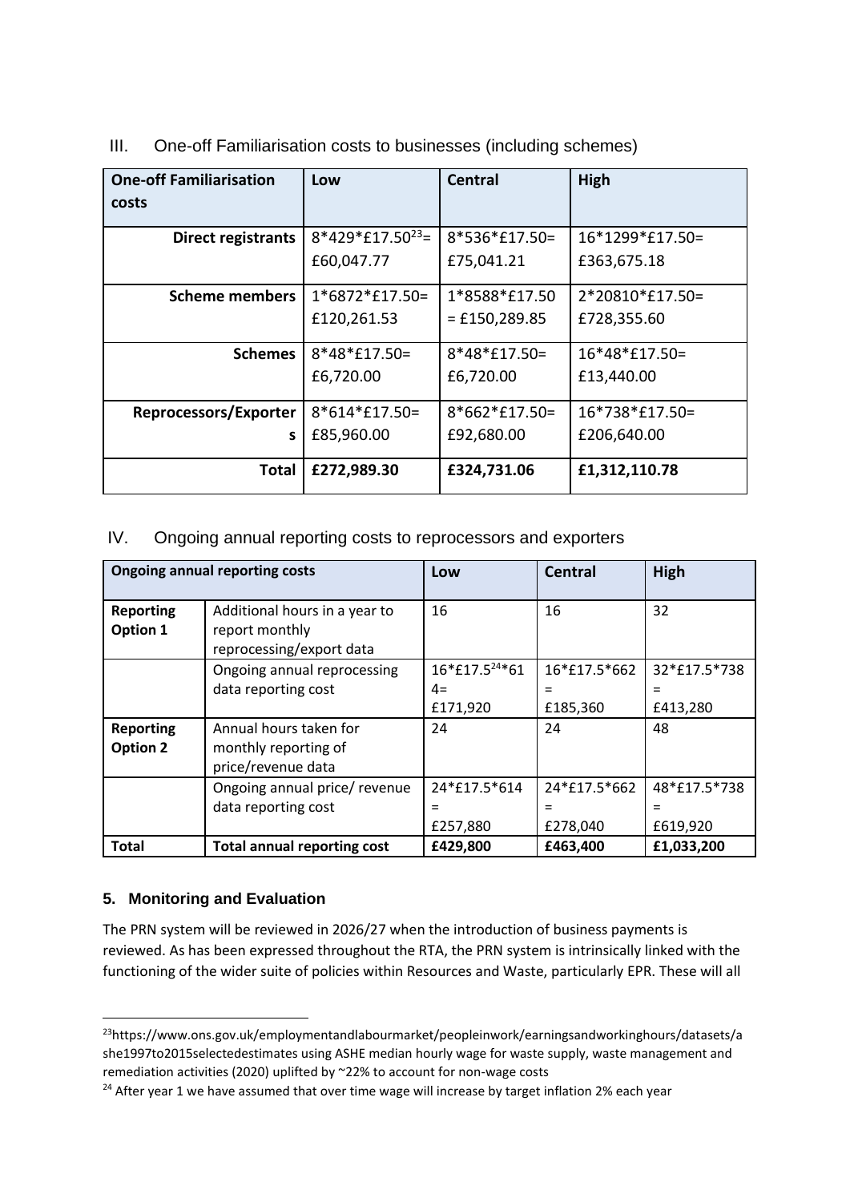III. One-off Familiarisation costs to businesses (including schemes)

| One-off Familiarisation costs | Low | Central | High |
|---|---|---|---|
| Direct registrants | 8*429*£17.50[23]= £60,047.77 | 8*536*£17.50= £75,041.21 | 16*1299*£17.50= £363,675.18 |
| Scheme members | 1*6872*£17.50= £120,261.53 | 1*8588*£17.50 = £150,289.85 | 2*20810*£17.50= £728,355.60 |
| Schemes | 8*48*£17.50= £6,720.00 | 8*48*£17.50= £6,720.00 | 16*48*£17.50= £13,440.00 |
| Reprocessors/Exporters | 8*614*£17.50= £85,960.00 | 8*662*£17.50= £92,680.00 | 16*738*£17.50= £206,640.00 |
| **Total** | **£272,989.30** | **£324,731.06** | **£1,312,110.78** |

IV. Ongoing annual reporting costs to reprocessors and exporters

| Ongoing annual reporting costs | | Low | Central | High |
|---|---|---|---|---|
| **Reporting Option 1** | Additional hours in a year to report monthly reprocessing/export data | 16 | 16 | 32 |
| | Ongoing annual reprocessing data reporting cost | 16*£17.5[24]*614= £171,920 | 16*£17.5*662 = £185,360 | 32*£17.5*738 = £413,280 |
| **Reporting Option 2** | Annual hours taken for monthly reporting of price/revenue data | 24 | 24 | 48 |
| | Ongoing annual price/ revenue data reporting cost | 24*£17.5*614 = £257,880 | 24*£17.5*662 = £278,040 | 48*£17.5*738 = £619,920 |
| **Total** | **Total annual reporting cost** | **£429,800** | **£463,400** | **£1,033,200** |

### 5. Monitoring and Evaluation

The PRN system will be reviewed in 2026/27 when the introduction of business payments is reviewed. As has been expressed throughout the RTA, the PRN system is intrinsically linked with the functioning of the wider suite of policies within Resources and Waste, particularly EPR. These will all

[23] https://www.ons.gov.uk/employmentandlabourmarket/peopleinwork/earningsandworkinghours/datasets/ashe1997to2015selectedestimates using ASHE median hourly wage for waste supply, waste management and remediation activities (2020) uplifted by ~22% to account for non-wage costs

[24] After year 1 we have assumed that over time wage will increase by target inflation 2% each year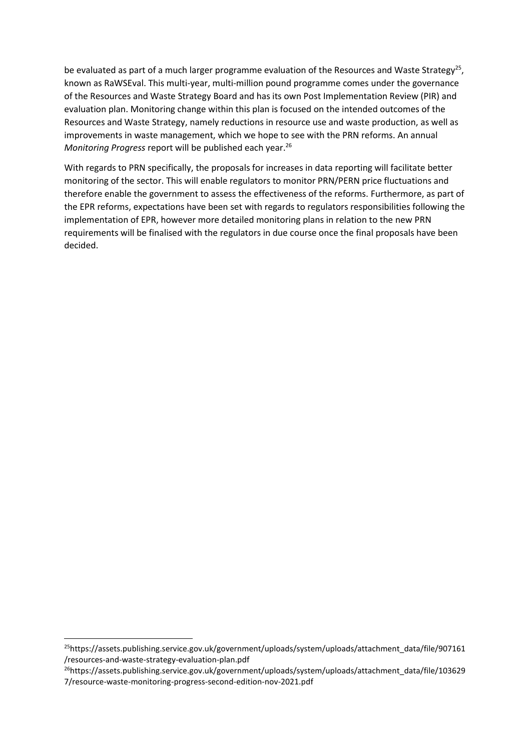be evaluated as part of a much larger programme evaluation of the Resources and Waste Strategy[25], known as RaWSEval. This multi-year, multi-million pound programme comes under the governance of the Resources and Waste Strategy Board and has its own Post Implementation Review (PIR) and evaluation plan. Monitoring change within this plan is focused on the intended outcomes of the Resources and Waste Strategy, namely reductions in resource use and waste production, as well as improvements in waste management, which we hope to see with the PRN reforms. An annual *Monitoring Progress* report will be published each year.[26]

With regards to PRN specifically, the proposals for increases in data reporting will facilitate better monitoring of the sector. This will enable regulators to monitor PRN/PERN price fluctuations and therefore enable the government to assess the effectiveness of the reforms. Furthermore, as part of the EPR reforms, expectations have been set with regards to regulators responsibilities following the implementation of EPR, however more detailed monitoring plans in relation to the new PRN requirements will be finalised with the regulators in due course once the final proposals have been decided.

---

[25]https://assets.publishing.service.gov.uk/government/uploads/system/uploads/attachment_data/file/907161/resources-and-waste-strategy-evaluation-plan.pdf

[26]https://assets.publishing.service.gov.uk/government/uploads/system/uploads/attachment_data/file/1036297/resource-waste-monitoring-progress-second-edition-nov-2021.pdf